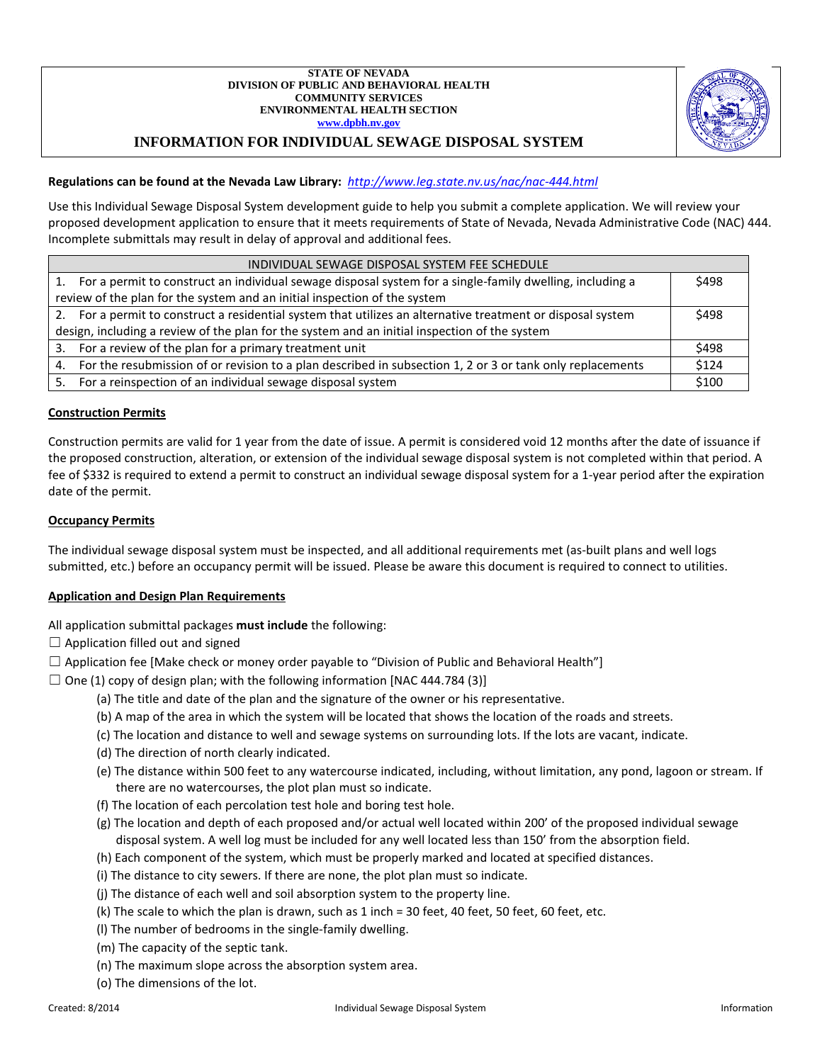STATE OF NEVADA
DIVISION OF PUBLIC AND BEHAVIORAL HEALTH
COMMUNITY SERVICES
ENVIRONMENTAL HEALTH SECTION
www.dpbh.nv.gov

# INFORMATION FOR INDIVIDUAL SEWAGE DISPOSAL SYSTEM

**Regulations can be found at the Nevada Law Library:** *http://www.leg.state.nv.us/nac/nac-444.html*

Use this Individual Sewage Disposal System development guide to help you submit a complete application. We will review your proposed development application to ensure that it meets requirements of State of Nevada, Nevada Administrative Code (NAC) 444. Incomplete submittals may result in delay of approval and additional fees.

| INDIVIDUAL SEWAGE DISPOSAL SYSTEM FEE SCHEDULE | |
|---|---|
| 1. For a permit to construct an individual sewage disposal system for a single-family dwelling, including a review of the plan for the system and an initial inspection of the system | $498 |
| 2. For a permit to construct a residential system that utilizes an alternative treatment or disposal system design, including a review of the plan for the system and an initial inspection of the system | $498 |
| 3. For a review of the plan for a primary treatment unit | $498 |
| 4. For the resubmission of or revision to a plan described in subsection 1, 2 or 3 or tank only replacements | $124 |
| 5. For a reinspection of an individual sewage disposal system | $100 |

## Construction Permits

Construction permits are valid for 1 year from the date of issue. A permit is considered void 12 months after the date of issuance if the proposed construction, alteration, or extension of the individual sewage disposal system is not completed within that period. A fee of $332 is required to extend a permit to construct an individual sewage disposal system for a 1-year period after the expiration date of the permit.

## Occupancy Permits

The individual sewage disposal system must be inspected, and all additional requirements met (as-built plans and well logs submitted, etc.) before an occupancy permit will be issued. Please be aware this document is required to connect to utilities.

## Application and Design Plan Requirements

All application submittal packages **must include** the following:

☐ Application filled out and signed
☐ Application fee [Make check or money order payable to "Division of Public and Behavioral Health"]
☐ One (1) copy of design plan; with the following information [NAC 444.784 (3)]

- (a) The title and date of the plan and the signature of the owner or his representative.
- (b) A map of the area in which the system will be located that shows the location of the roads and streets.
- (c) The location and distance to well and sewage systems on surrounding lots. If the lots are vacant, indicate.
- (d) The direction of north clearly indicated.
- (e) The distance within 500 feet to any watercourse indicated, including, without limitation, any pond, lagoon or stream. If there are no watercourses, the plot plan must so indicate.
- (f) The location of each percolation test hole and boring test hole.
- (g) The location and depth of each proposed and/or actual well located within 200' of the proposed individual sewage disposal system. A well log must be included for any well located less than 150' from the absorption field.
- (h) Each component of the system, which must be properly marked and located at specified distances.
- (i) The distance to city sewers. If there are none, the plot plan must so indicate.
- (j) The distance of each well and soil absorption system to the property line.
- (k) The scale to which the plan is drawn, such as 1 inch = 30 feet, 40 feet, 50 feet, 60 feet, etc.
- (l) The number of bedrooms in the single-family dwelling.
- (m) The capacity of the septic tank.
- (n) The maximum slope across the absorption system area.
- (o) The dimensions of the lot.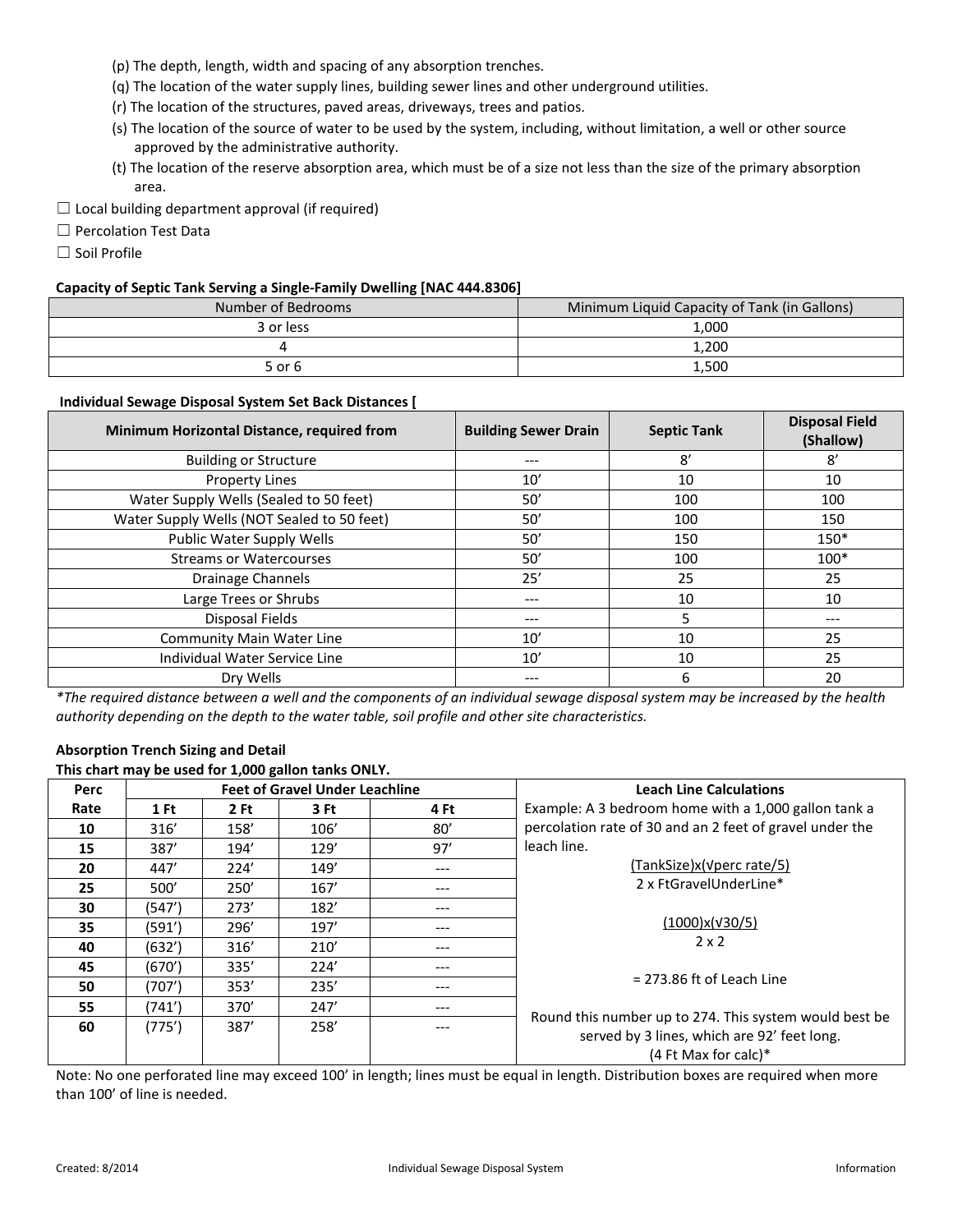(p) The depth, length, width and spacing of any absorption trenches.

(q) The location of the water supply lines, building sewer lines and other underground utilities.

(r) The location of the structures, paved areas, driveways, trees and patios.

(s) The location of the source of water to be used by the system, including, without limitation, a well or other source approved by the administrative authority.

(t) The location of the reserve absorption area, which must be of a size not less than the size of the primary absorption area.

☐ Local building department approval (if required)

☐ Percolation Test Data

☐ Soil Profile

**Capacity of Septic Tank Serving a Single-Family Dwelling [NAC 444.8306]**

| Number of Bedrooms | Minimum Liquid Capacity of Tank (in Gallons) |
|---|---|
| 3 or less | 1,000 |
| 4 | 1,200 |
| 5 or 6 | 1,500 |

**Individual Sewage Disposal System Set Back Distances [**

| Minimum Horizontal Distance, required from | Building Sewer Drain | Septic Tank | Disposal Field (Shallow) |
|---|---|---|---|
| Building or Structure | --- | 8' | 8' |
| Property Lines | 10' | 10 | 10 |
| Water Supply Wells (Sealed to 50 feet) | 50' | 100 | 100 |
| Water Supply Wells (NOT Sealed to 50 feet) | 50' | 100 | 150 |
| Public Water Supply Wells | 50' | 150 | 150* |
| Streams or Watercourses | 50' | 100 | 100* |
| Drainage Channels | 25' | 25 | 25 |
| Large Trees or Shrubs | --- | 10 | 10 |
| Disposal Fields | --- | 5 | --- |
| Community Main Water Line | 10' | 10 | 25 |
| Individual Water Service Line | 10' | 10 | 25 |
| Dry Wells | --- | 6 | 20 |

*\*The required distance between a well and the components of an individual sewage disposal system may be increased by the health authority depending on the depth to the water table, soil profile and other site characteristics.*

**Absorption Trench Sizing and Detail**

**This chart may be used for 1,000 gallon tanks ONLY.**

| Perc Rate | Feet of Gravel Under Leachline | | | |
|---|---|---|---|---|
| | 1 Ft | 2 Ft | 3 Ft | 4 Ft |
| **10** | 316' | 158' | 106' | 80' |
| **15** | 387' | 194' | 129' | 97' |
| **20** | 447' | 224' | 149' | --- |
| **25** | 500' | 250' | 167' | --- |
| **30** | (547') | 273' | 182' | --- |
| **35** | (591') | 296' | 197' | --- |
| **40** | (632') | 316' | 210' | --- |
| **45** | (670') | 335' | 224' | --- |
| **50** | (707') | 353' | 235' | --- |
| **55** | (741') | 370' | 247' | --- |
| **60** | (775') | 387' | 258' | --- |

**Leach Line Calculations**

Example: A 3 bedroom home with a 1,000 gallon tank a percolation rate of 30 and an 2 feet of gravel under the leach line.

$$\frac{(\text{TankSize})\times(\sqrt{\text{perc rate}/5})}{2 \times \text{FtGravelUnderLine}^*}$$

$$\frac{(1000)\times(\sqrt{30/5})}{2 \times 2}$$

= 273.86 ft of Leach Line

Round this number up to 274. This system would best be served by 3 lines, which are 92' feet long.

(4 Ft Max for calc)*

Note: No one perforated line may exceed 100' in length; lines must be equal in length. Distribution boxes are required when more than 100' of line is needed.